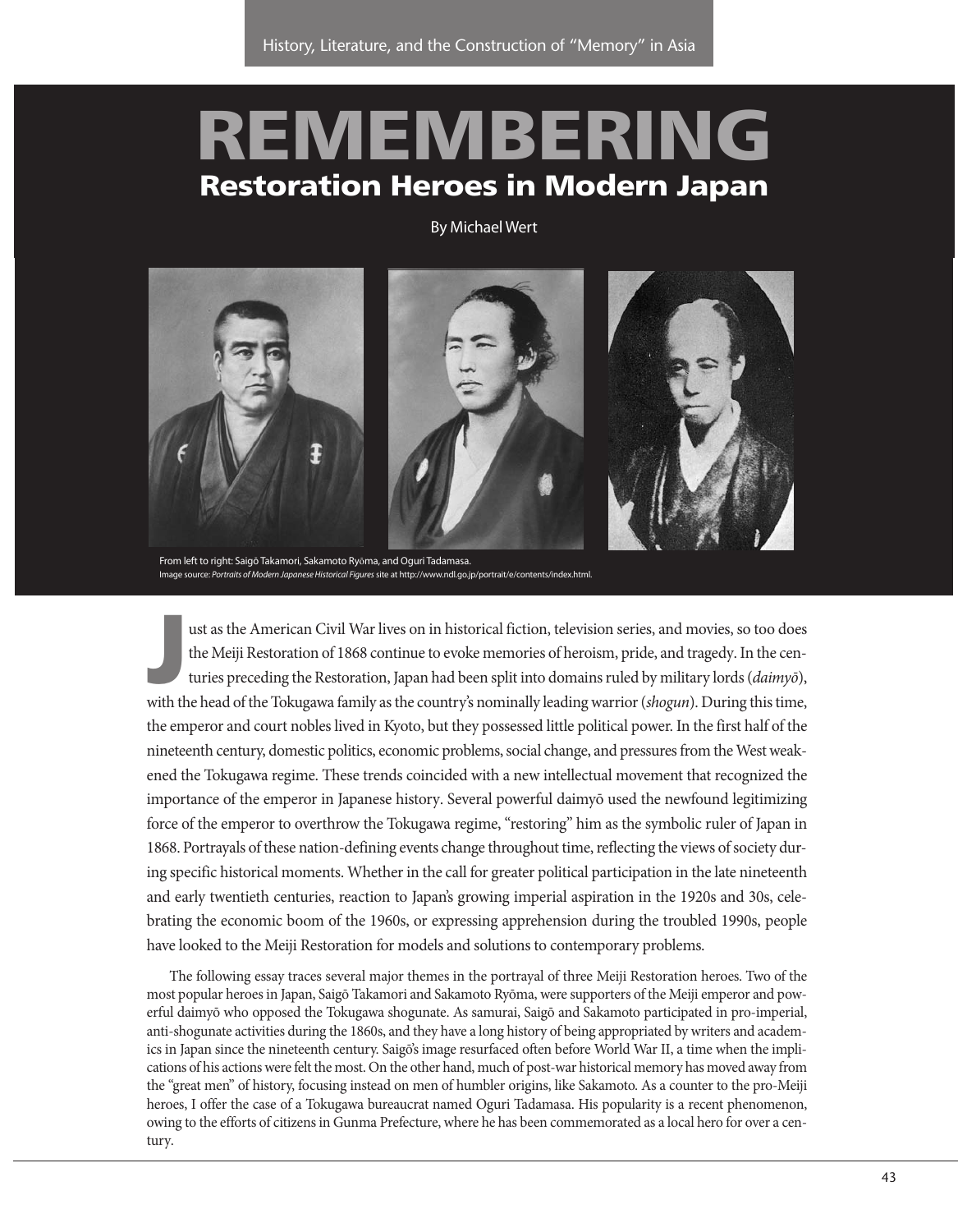History, Literature, and the Construction of "Memory" in Asia

# REMEMBERING
## Restoration Heroes in Modern Japan

By Michael Wert

From left to right: Saigō Takamori, Sakamoto Ryōma, and Oguri Tadamasa.
Image source: *Portraits of Modern Japanese Historical Figures* site at http://www.ndl.go.jp/portrait/e/contents/index.html.

Just as the American Civil War lives on in historical fiction, television series, and movies, so too does the Meiji Restoration of 1868 continue to evoke memories of heroism, pride, and tragedy. In the centuries preceding the Restoration, Japan had been split into domains ruled by military lords (*daimyō*), with the head of the Tokugawa family as the country's nominally leading warrior (*shogun*). During this time, the emperor and court nobles lived in Kyoto, but they possessed little political power. In the first half of the nineteenth century, domestic politics, economic problems, social change, and pressures from the West weakened the Tokugawa regime. These trends coincided with a new intellectual movement that recognized the importance of the emperor in Japanese history. Several powerful daimyō used the newfound legitimizing force of the emperor to overthrow the Tokugawa regime, "restoring" him as the symbolic ruler of Japan in 1868. Portrayals of these nation-defining events change throughout time, reflecting the views of society during specific historical moments. Whether in the call for greater political participation in the late nineteenth and early twentieth centuries, reaction to Japan's growing imperial aspiration in the 1920s and 30s, celebrating the economic boom of the 1960s, or expressing apprehension during the troubled 1990s, people have looked to the Meiji Restoration for models and solutions to contemporary problems.

The following essay traces several major themes in the portrayal of three Meiji Restoration heroes. Two of the most popular heroes in Japan, Saigō Takamori and Sakamoto Ryōma, were supporters of the Meiji emperor and powerful daimyō who opposed the Tokugawa shogunate. As samurai, Saigō and Sakamoto participated in pro-imperial, anti-shogunate activities during the 1860s, and they have a long history of being appropriated by writers and academics in Japan since the nineteenth century. Saigō's image resurfaced often before World War II, a time when the implications of his actions were felt the most. On the other hand, much of post-war historical memory has moved away from the "great men" of history, focusing instead on men of humbler origins, like Sakamoto. As a counter to the pro-Meiji heroes, I offer the case of a Tokugawa bureaucrat named Oguri Tadamasa. His popularity is a recent phenomenon, owing to the efforts of citizens in Gunma Prefecture, where he has been commemorated as a local hero for over a century.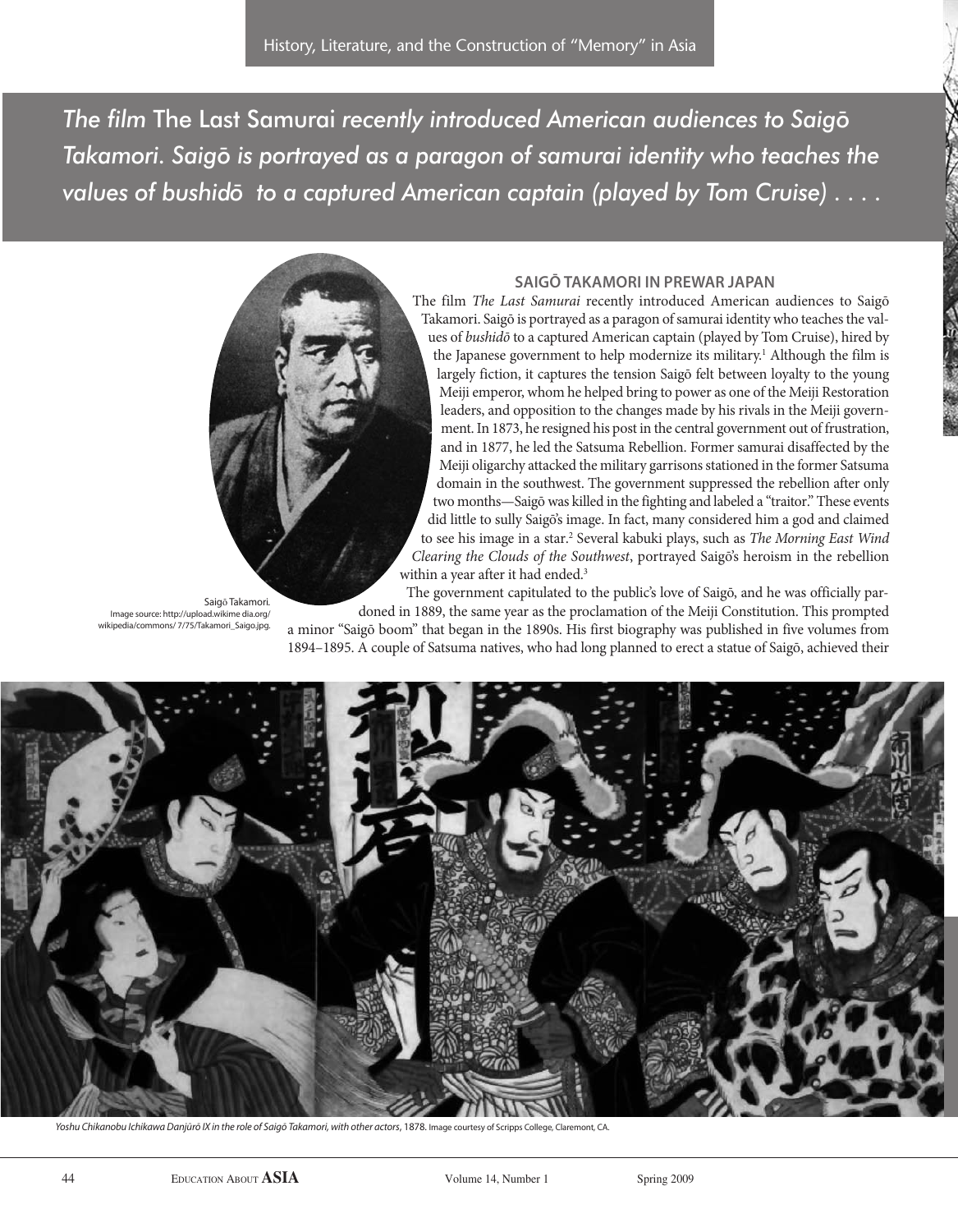*The film* The Last Samurai *recently introduced American audiences to Saigō Takamori. Saigō is portrayed as a paragon of samurai identity who teaches the values of bushidō to a captured American captain (played by Tom Cruise) . . . .*

## SAIGŌ TAKAMORI IN PREWAR JAPAN

The film *The Last Samurai* recently introduced American audiences to Saigō Takamori. Saigō is portrayed as a paragon of samurai identity who teaches the values of *bushidō* to a captured American captain (played by Tom Cruise), hired by the Japanese government to help modernize its military.[1] Although the film is largely fiction, it captures the tension Saigō felt between loyalty to the young Meiji emperor, whom he helped bring to power as one of the Meiji Restoration leaders, and opposition to the changes made by his rivals in the Meiji government. In 1873, he resigned his post in the central government out of frustration, and in 1877, he led the Satsuma Rebellion. Former samurai disaffected by the Meiji oligarchy attacked the military garrisons stationed in the former Satsuma domain in the southwest. The government suppressed the rebellion after only two months—Saigō was killed in the fighting and labeled a "traitor." These events did little to sully Saigō's image. In fact, many considered him a god and claimed to see his image in a star.[2] Several kabuki plays, such as *The Morning East Wind Clearing the Clouds of the Southwest*, portrayed Saigō's heroism in the rebellion within a year after it had ended.[3]

Saigō Takamori.
Image source: http://upload.wikimedia.org/wikipedia/commons/7/75/Takamori_Saigo.jpg.

The government capitulated to the public's love of Saigō, and he was officially pardoned in 1889, the same year as the proclamation of the Meiji Constitution. This prompted a minor "Saigō boom" that began in the 1890s. His first biography was published in five volumes from 1894–1895. A couple of Satsuma natives, who had long planned to erect a statue of Saigō, achieved their

*Yoshu Chikanobu Ichikawa Danjūrō IX in the role of Saigō Takamori, with other actors*, 1878. Image courtesy of Scripps College, Claremont, CA.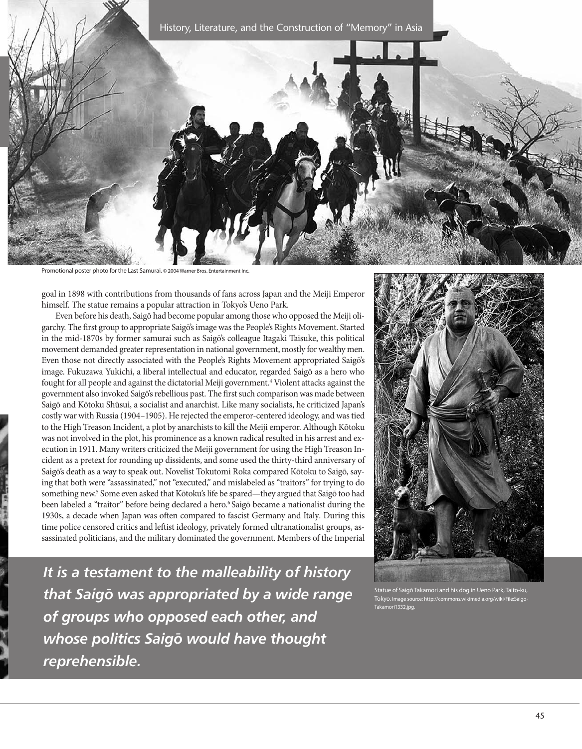Promotional poster photo for the Last Samurai. © 2004 Warner Bros. Entertainment Inc.

goal in 1898 with contributions from thousands of fans across Japan and the Meiji Emperor himself. The statue remains a popular attraction in Tokyo's Ueno Park.

Even before his death, Saigō had become popular among those who opposed the Meiji oligarchy. The first group to appropriate Saigō's image was the People's Rights Movement. Started in the mid-1870s by former samurai such as Saigō's colleague Itagaki Taisuke, this political movement demanded greater representation in national government, mostly for wealthy men. Even those not directly associated with the People's Rights Movement appropriated Saigō's image. Fukuzawa Yukichi, a liberal intellectual and educator, regarded Saigō as a hero who fought for all people and against the dictatorial Meiji government.[4] Violent attacks against the government also invoked Saigō's rebellious past. The first such comparison was made between Saigō and Kōtoku Shūsui, a socialist and anarchist. Like many socialists, he criticized Japan's costly war with Russia (1904–1905). He rejected the emperor-centered ideology, and was tied to the High Treason Incident, a plot by anarchists to kill the Meiji emperor. Although Kōtoku was not involved in the plot, his prominence as a known radical resulted in his arrest and execution in 1911. Many writers criticized the Meiji government for using the High Treason Incident as a pretext for rounding up dissidents, and some used the thirty-third anniversary of Saigō's death as a way to speak out. Novelist Tokutomi Roka compared Kōtoku to Saigō, saying that both were "assassinated," not "executed," and mislabeled as "traitors" for trying to do something new.[5] Some even asked that Kōtoku's life be spared—they argued that Saigō too had been labeled a "traitor" before being declared a hero.[6] Saigō became a nationalist during the 1930s, a decade when Japan was often compared to fascist Germany and Italy. During this time police censored critics and leftist ideology, privately formed ultranationalist groups, assassinated politicians, and the military dominated the government. Members of the Imperial

***It is a testament to the malleability of history that Saigō was appropriated by a wide range of groups who opposed each other, and whose politics Saigō would have thought reprehensible.***

Statue of Saigō Takamori and his dog in Ueno Park, Taito-ku, Tokyo. Image source: http://commons.wikimedia.org/wiki/File:Saigo-Takamori1332.jpg.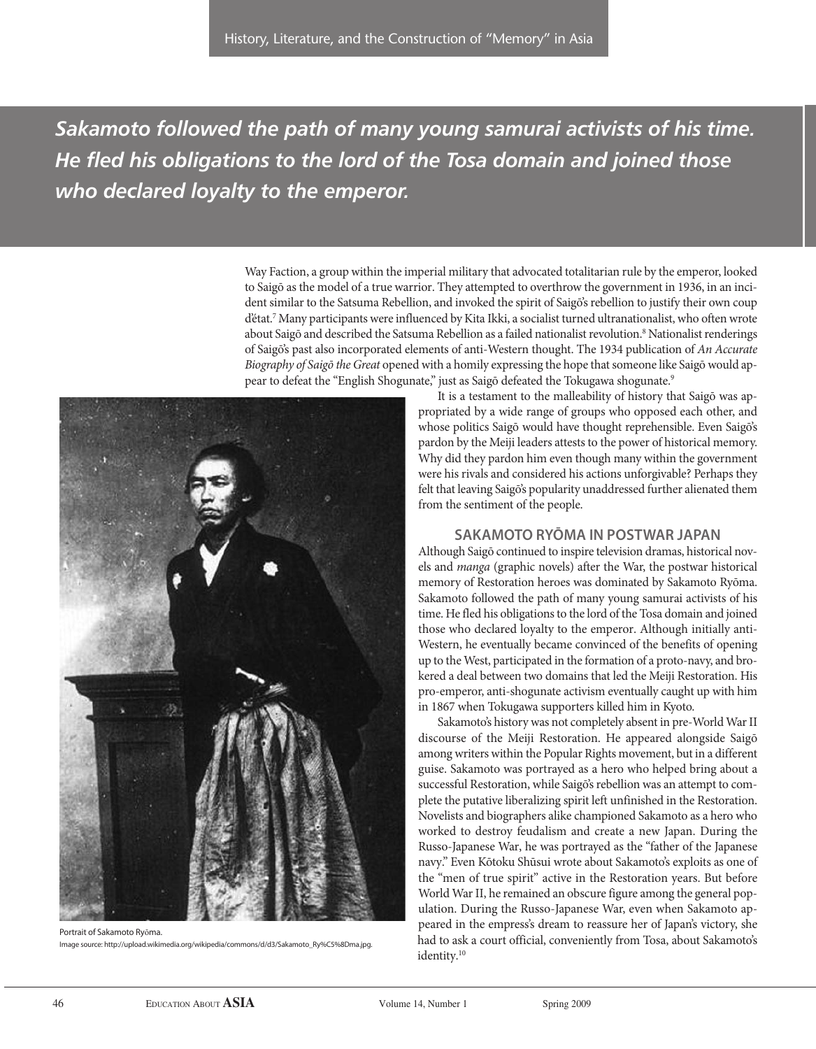*Sakamoto followed the path of many young samurai activists of his time. He fled his obligations to the lord of the Tosa domain and joined those who declared loyalty to the emperor.*

Way Faction, a group within the imperial military that advocated totalitarian rule by the emperor, looked to Saigō as the model of a true warrior. They attempted to overthrow the government in 1936, in an incident similar to the Satsuma Rebellion, and invoked the spirit of Saigō's rebellion to justify their own coup d'état.[7] Many participants were influenced by Kita Ikki, a socialist turned ultranationalist, who often wrote about Saigō and described the Satsuma Rebellion as a failed nationalist revolution.[8] Nationalist renderings of Saigō's past also incorporated elements of anti-Western thought. The 1934 publication of *An Accurate Biography of Saigō the Great* opened with a homily expressing the hope that someone like Saigō would appear to defeat the "English Shogunate," just as Saigō defeated the Tokugawa shogunate.[9]

It is a testament to the malleability of history that Saigō was appropriated by a wide range of groups who opposed each other, and whose politics Saigō would have thought reprehensible. Even Saigō's pardon by the Meiji leaders attests to the power of historical memory. Why did they pardon him even though many within the government were his rivals and considered his actions unforgivable? Perhaps they felt that leaving Saigō's popularity unaddressed further alienated them from the sentiment of the people.

Portrait of Sakamoto Ryōma.
Image source: http://upload.wikimedia.org/wikipedia/commons/d/d3/Sakamoto_Ry%C5%8Dma.jpg.

## SAKAMOTO RYŌMA IN POSTWAR JAPAN

Although Saigō continued to inspire television dramas, historical novels and *manga* (graphic novels) after the War, the postwar historical memory of Restoration heroes was dominated by Sakamoto Ryōma. Sakamoto followed the path of many young samurai activists of his time. He fled his obligations to the lord of the Tosa domain and joined those who declared loyalty to the emperor. Although initially anti-Western, he eventually became convinced of the benefits of opening up to the West, participated in the formation of a proto-navy, and brokered a deal between two domains that led the Meiji Restoration. His pro-emperor, anti-shogunate activism eventually caught up with him in 1867 when Tokugawa supporters killed him in Kyoto.

Sakamoto's history was not completely absent in pre-World War II discourse of the Meiji Restoration. He appeared alongside Saigō among writers within the Popular Rights movement, but in a different guise. Sakamoto was portrayed as a hero who helped bring about a successful Restoration, while Saigō's rebellion was an attempt to complete the putative liberalizing spirit left unfinished in the Restoration. Novelists and biographers alike championed Sakamoto as a hero who worked to destroy feudalism and create a new Japan. During the Russo-Japanese War, he was portrayed as the "father of the Japanese navy." Even Kōtoku Shūsui wrote about Sakamoto's exploits as one of the "men of true spirit" active in the Restoration years. But before World War II, he remained an obscure figure among the general population. During the Russo-Japanese War, even when Sakamoto appeared in the empress's dream to reassure her of Japan's victory, she had to ask a court official, conveniently from Tosa, about Sakamoto's identity.[10]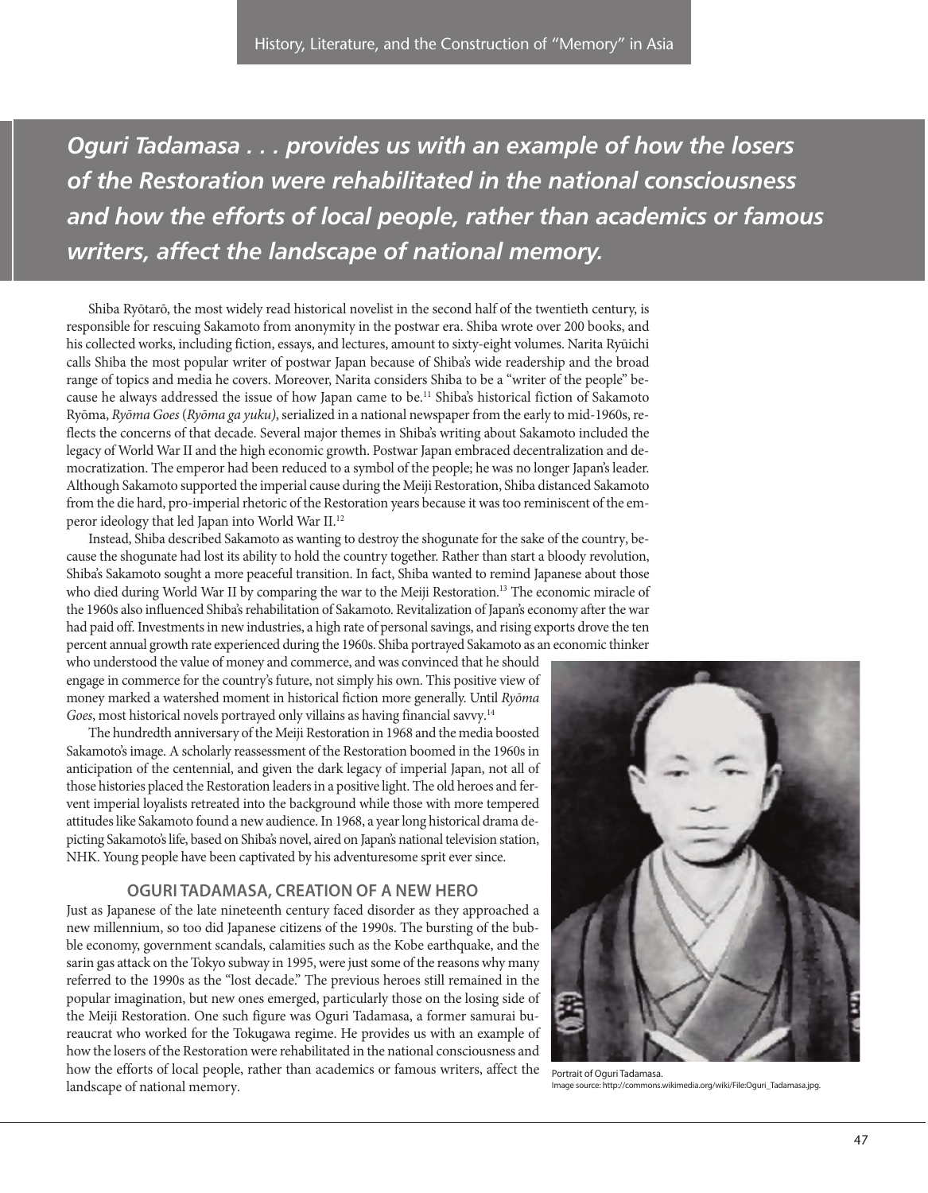*Oguri Tadamasa . . . provides us with an example of how the losers of the Restoration were rehabilitated in the national consciousness and how the efforts of local people, rather than academics or famous writers, affect the landscape of national memory.*

Shiba Ryōtarō, the most widely read historical novelist in the second half of the twentieth century, is responsible for rescuing Sakamoto from anonymity in the postwar era. Shiba wrote over 200 books, and his collected works, including fiction, essays, and lectures, amount to sixty-eight volumes. Narita Ryūichi calls Shiba the most popular writer of postwar Japan because of Shiba's wide readership and the broad range of topics and media he covers. Moreover, Narita considers Shiba to be a "writer of the people" because he always addressed the issue of how Japan came to be.[11] Shiba's historical fiction of Sakamoto Ryōma, *Ryōma Goes* (*Ryōma ga yuku)*, serialized in a national newspaper from the early to mid-1960s, reflects the concerns of that decade. Several major themes in Shiba's writing about Sakamoto included the legacy of World War II and the high economic growth. Postwar Japan embraced decentralization and democratization. The emperor had been reduced to a symbol of the people; he was no longer Japan's leader. Although Sakamoto supported the imperial cause during the Meiji Restoration, Shiba distanced Sakamoto from the die hard, pro-imperial rhetoric of the Restoration years because it was too reminiscent of the emperor ideology that led Japan into World War II.[12]

Instead, Shiba described Sakamoto as wanting to destroy the shogunate for the sake of the country, because the shogunate had lost its ability to hold the country together. Rather than start a bloody revolution, Shiba's Sakamoto sought a more peaceful transition. In fact, Shiba wanted to remind Japanese about those who died during World War II by comparing the war to the Meiji Restoration.[13] The economic miracle of the 1960s also influenced Shiba's rehabilitation of Sakamoto. Revitalization of Japan's economy after the war had paid off. Investments in new industries, a high rate of personal savings, and rising exports drove the ten percent annual growth rate experienced during the 1960s. Shiba portrayed Sakamoto as an economic thinker who understood the value of money and commerce, and was convinced that he should engage in commerce for the country's future, not simply his own. This positive view of money marked a watershed moment in historical fiction more generally. Until *Ryōma Goes*, most historical novels portrayed only villains as having financial savvy.[14]

The hundredth anniversary of the Meiji Restoration in 1968 and the media boosted Sakamoto's image. A scholarly reassessment of the Restoration boomed in the 1960s in anticipation of the centennial, and given the dark legacy of imperial Japan, not all of those histories placed the Restoration leaders in a positive light. The old heroes and fervent imperial loyalists retreated into the background while those with more tempered attitudes like Sakamoto found a new audience. In 1968, a year long historical drama depicting Sakamoto's life, based on Shiba's novel, aired on Japan's national television station, NHK. Young people have been captivated by his adventuresome sprit ever since.

## OGURI TADAMASA, CREATION OF A NEW HERO

Just as Japanese of the late nineteenth century faced disorder as they approached a new millennium, so too did Japanese citizens of the 1990s. The bursting of the bubble economy, government scandals, calamities such as the Kobe earthquake, and the sarin gas attack on the Tokyo subway in 1995, were just some of the reasons why many referred to the 1990s as the "lost decade." The previous heroes still remained in the popular imagination, but new ones emerged, particularly those on the losing side of the Meiji Restoration. One such figure was Oguri Tadamasa, a former samurai bureaucrat who worked for the Tokugawa regime. He provides us with an example of how the losers of the Restoration were rehabilitated in the national consciousness and how the efforts of local people, rather than academics or famous writers, affect the landscape of national memory.

Portrait of Oguri Tadamasa.
Image source: http://commons.wikimedia.org/wiki/File:Oguri_Tadamasa.jpg.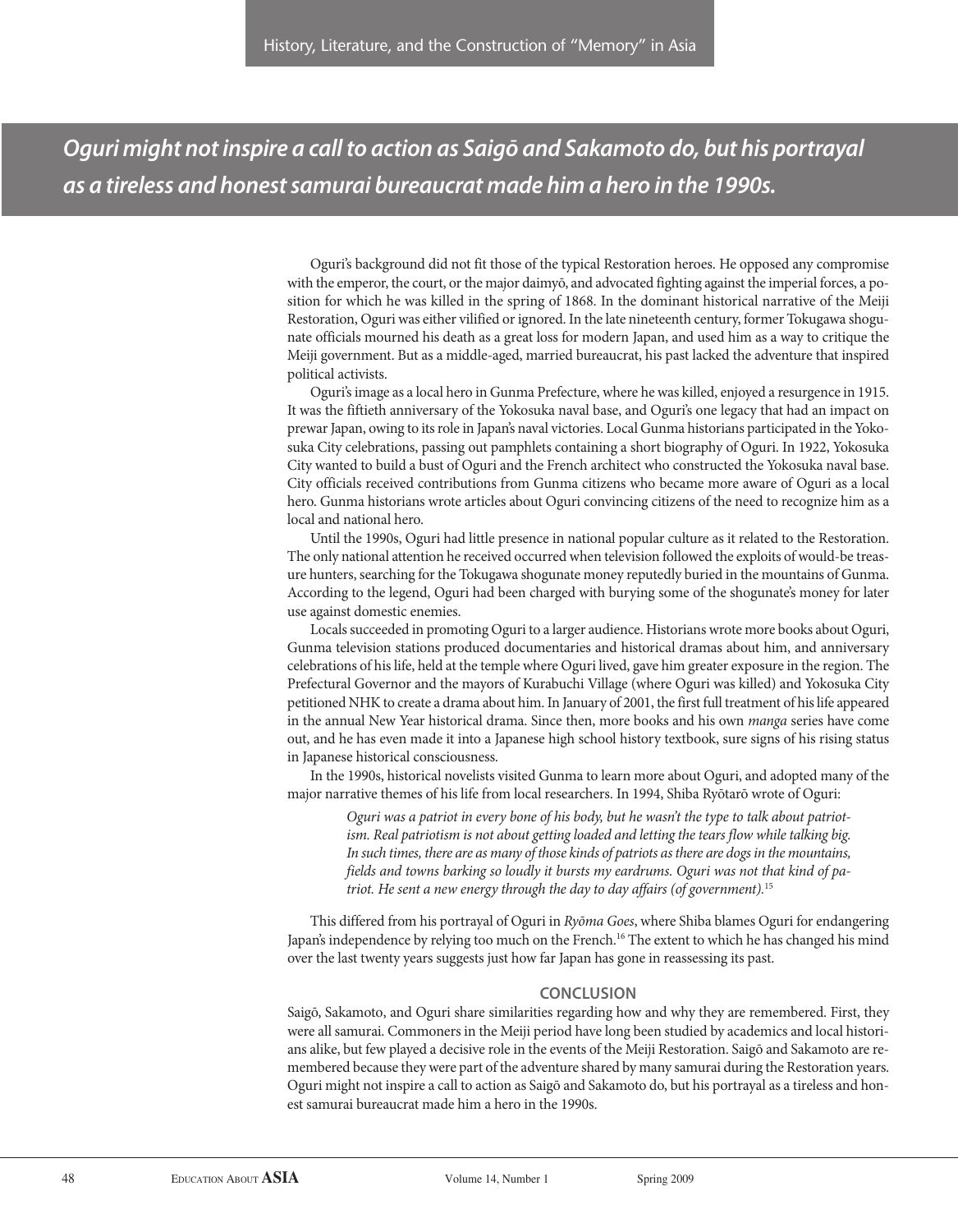*Oguri might not inspire a call to action as Saigō and Sakamoto do, but his portrayal as a tireless and honest samurai bureaucrat made him a hero in the 1990s.*

Oguri's background did not fit those of the typical Restoration heroes. He opposed any compromise with the emperor, the court, or the major daimyō, and advocated fighting against the imperial forces, a position for which he was killed in the spring of 1868. In the dominant historical narrative of the Meiji Restoration, Oguri was either vilified or ignored. In the late nineteenth century, former Tokugawa shogunate officials mourned his death as a great loss for modern Japan, and used him as a way to critique the Meiji government. But as a middle-aged, married bureaucrat, his past lacked the adventure that inspired political activists.

Oguri's image as a local hero in Gunma Prefecture, where he was killed, enjoyed a resurgence in 1915. It was the fiftieth anniversary of the Yokosuka naval base, and Oguri's one legacy that had an impact on prewar Japan, owing to its role in Japan's naval victories. Local Gunma historians participated in the Yokosuka City celebrations, passing out pamphlets containing a short biography of Oguri. In 1922, Yokosuka City wanted to build a bust of Oguri and the French architect who constructed the Yokosuka naval base. City officials received contributions from Gunma citizens who became more aware of Oguri as a local hero. Gunma historians wrote articles about Oguri convincing citizens of the need to recognize him as a local and national hero.

Until the 1990s, Oguri had little presence in national popular culture as it related to the Restoration. The only national attention he received occurred when television followed the exploits of would-be treasure hunters, searching for the Tokugawa shogunate money reputedly buried in the mountains of Gunma. According to the legend, Oguri had been charged with burying some of the shogunate's money for later use against domestic enemies.

Locals succeeded in promoting Oguri to a larger audience. Historians wrote more books about Oguri, Gunma television stations produced documentaries and historical dramas about him, and anniversary celebrations of his life, held at the temple where Oguri lived, gave him greater exposure in the region. The Prefectural Governor and the mayors of Kurabuchi Village (where Oguri was killed) and Yokosuka City petitioned NHK to create a drama about him. In January of 2001, the first full treatment of his life appeared in the annual New Year historical drama. Since then, more books and his own *manga* series have come out, and he has even made it into a Japanese high school history textbook, sure signs of his rising status in Japanese historical consciousness.

In the 1990s, historical novelists visited Gunma to learn more about Oguri, and adopted many of the major narrative themes of his life from local researchers. In 1994, Shiba Ryōtarō wrote of Oguri:

> *Oguri was a patriot in every bone of his body, but he wasn't the type to talk about patriotism. Real patriotism is not about getting loaded and letting the tears flow while talking big. In such times, there are as many of those kinds of patriots as there are dogs in the mountains, fields and towns barking so loudly it bursts my eardrums. Oguri was not that kind of patriot. He sent a new energy through the day to day affairs (of government).*[15]

This differed from his portrayal of Oguri in *Ryōma Goes*, where Shiba blames Oguri for endangering Japan's independence by relying too much on the French.[16] The extent to which he has changed his mind over the last twenty years suggests just how far Japan has gone in reassessing its past.

## CONCLUSION

Saigō, Sakamoto, and Oguri share similarities regarding how and why they are remembered. First, they were all samurai. Commoners in the Meiji period have long been studied by academics and local historians alike, but few played a decisive role in the events of the Meiji Restoration. Saigō and Sakamoto are remembered because they were part of the adventure shared by many samurai during the Restoration years. Oguri might not inspire a call to action as Saigō and Sakamoto do, but his portrayal as a tireless and honest samurai bureaucrat made him a hero in the 1990s.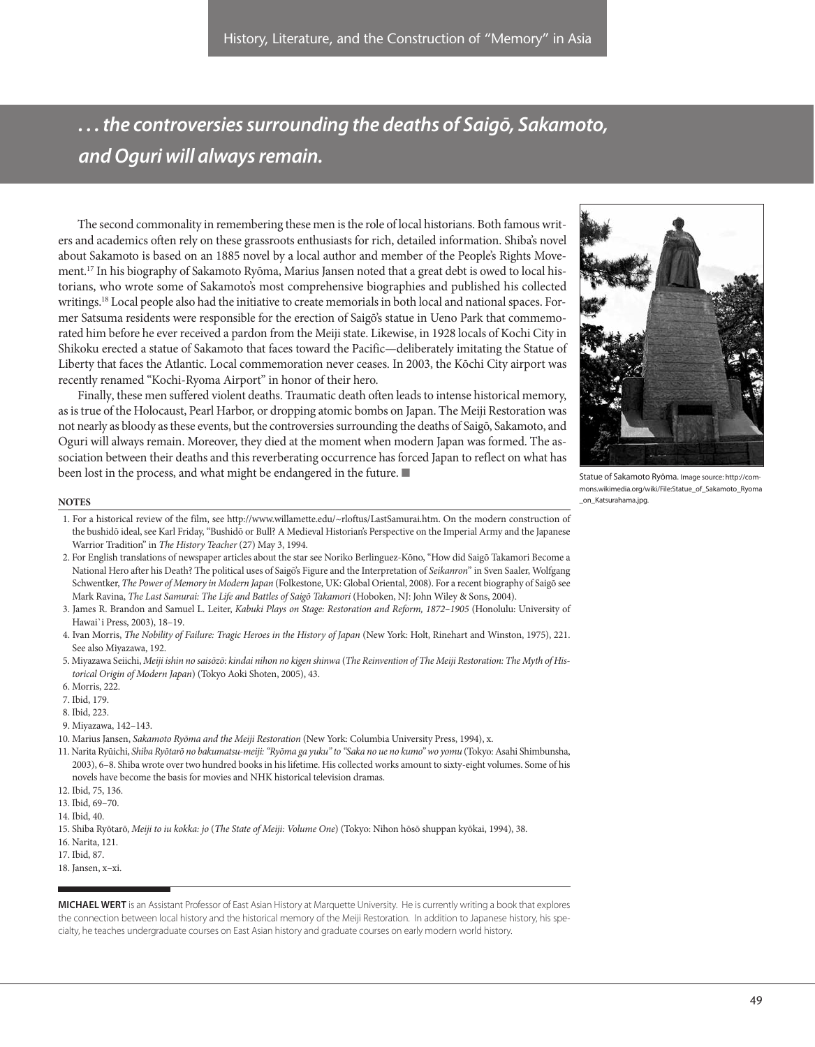***. . . the controversies surrounding the deaths of Saigō, Sakamoto, and Oguri will always remain.***

The second commonality in remembering these men is the role of local historians. Both famous writers and academics often rely on these grassroots enthusiasts for rich, detailed information. Shiba's novel about Sakamoto is based on an 1885 novel by a local author and member of the People's Rights Movement.[17] In his biography of Sakamoto Ryōma, Marius Jansen noted that a great debt is owed to local historians, who wrote some of Sakamoto's most comprehensive biographies and published his collected writings.[18] Local people also had the initiative to create memorials in both local and national spaces. Former Satsuma residents were responsible for the erection of Saigō's statue in Ueno Park that commemorated him before he ever received a pardon from the Meiji state. Likewise, in 1928 locals of Kochi City in Shikoku erected a statue of Sakamoto that faces toward the Pacific—deliberately imitating the Statue of Liberty that faces the Atlantic. Local commemoration never ceases. In 2003, the Kōchi City airport was recently renamed "Kochi-Ryoma Airport" in honor of their hero.

Finally, these men suffered violent deaths. Traumatic death often leads to intense historical memory, as is true of the Holocaust, Pearl Harbor, or dropping atomic bombs on Japan. The Meiji Restoration was not nearly as bloody as these events, but the controversies surrounding the deaths of Saigō, Sakamoto, and Oguri will always remain. Moreover, they died at the moment when modern Japan was formed. The association between their deaths and this reverberating occurrence has forced Japan to reflect on what has been lost in the process, and what might be endangered in the future. ■

Statue of Sakamoto Ryōma. Image source: http://commons.wikimedia.org/wiki/File:Statue_of_Sakamoto_Ryoma_on_Katsurahama.jpg.

**NOTES**

1. For a historical review of the film, see http://www.willamette.edu/~rloftus/LastSamurai.htm. On the modern construction of the bushidō ideal, see Karl Friday, "Bushidō or Bull? A Medieval Historian's Perspective on the Imperial Army and the Japanese Warrior Tradition" in *The History Teacher* (27) May 3, 1994.
2. For English translations of newspaper articles about the star see Noriko Berlinguez-Kōno, "How did Saigō Takamori Become a National Hero after his Death? The political uses of Saigō's Figure and the Interpretation of *Seikanron*" in Sven Saaler, Wolfgang Schwentker, *The Power of Memory in Modern Japan* (Folkestone, UK: Global Oriental, 2008). For a recent biography of Saigō see Mark Ravina, *The Last Samurai: The Life and Battles of Saigō Takamori* (Hoboken, NJ: John Wiley & Sons, 2004).
3. James R. Brandon and Samuel L. Leiter, *Kabuki Plays on Stage: Restoration and Reform, 1872–1905* (Honolulu: University of Hawai`i Press, 2003), 18–19.
4. Ivan Morris, *The Nobility of Failure: Tragic Heroes in the History of Japan* (New York: Holt, Rinehart and Winston, 1975), 221. See also Miyazawa, 192.
5. Miyazawa Seiichi, *Meiji ishin no saisōzō: kindai nihon no kigen shinwa* (*The Reinvention of The Meiji Restoration: The Myth of Historical Origin of Modern Japan*) (Tokyo Aoki Shoten, 2005), 43.
6. Morris, 222.
7. Ibid, 179.
8. Ibid, 223.
9. Miyazawa, 142–143.
10. Marius Jansen, *Sakamoto Ryōma and the Meiji Restoration* (New York: Columbia University Press, 1994), x.
11. Narita Ryūichi, *Shiba Ryōtarō no bakumatsu-meiji: "Ryōma ga yuku" to "Saka no ue no kumo" wo yomu* (Tokyo: Asahi Shimbunsha, 2003), 6–8. Shiba wrote over two hundred books in his lifetime. His collected works amount to sixty-eight volumes. Some of his novels have become the basis for movies and NHK historical television dramas.
12. Ibid, 75, 136.
13. Ibid, 69–70.
14. Ibid, 40.
15. Shiba Ryōtarō, *Meiji to iu kokka: jo* (*The State of Meiji: Volume One*) (Tokyo: Nihon hōsō shuppan kyōkai, 1994), 38.
16. Narita, 121.
17. Ibid, 87.
18. Jansen, x–xi.

**MICHAEL WERT** is an Assistant Professor of East Asian History at Marquette University. He is currently writing a book that explores the connection between local history and the historical memory of the Meiji Restoration. In addition to Japanese history, his specialty, he teaches undergraduate courses on East Asian history and graduate courses on early modern world history.